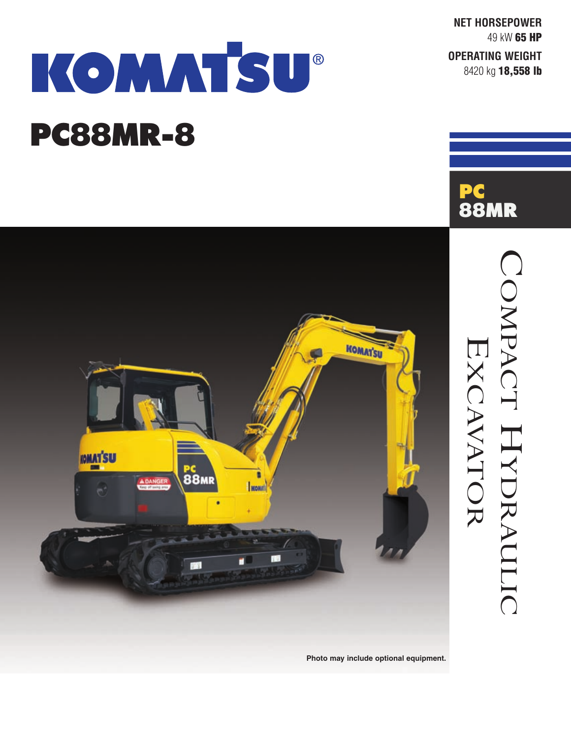# KOMATSU®

## PC88MR-8

**NET HORSEPOWER**
49 kW **65 HP**

**OPERATING WEIGHT**
8420 kg **18,558 lb**

**PC 88MR**

COMPACT HYDRAULIC EXCAVATOR

**Photo may include optional equipment.**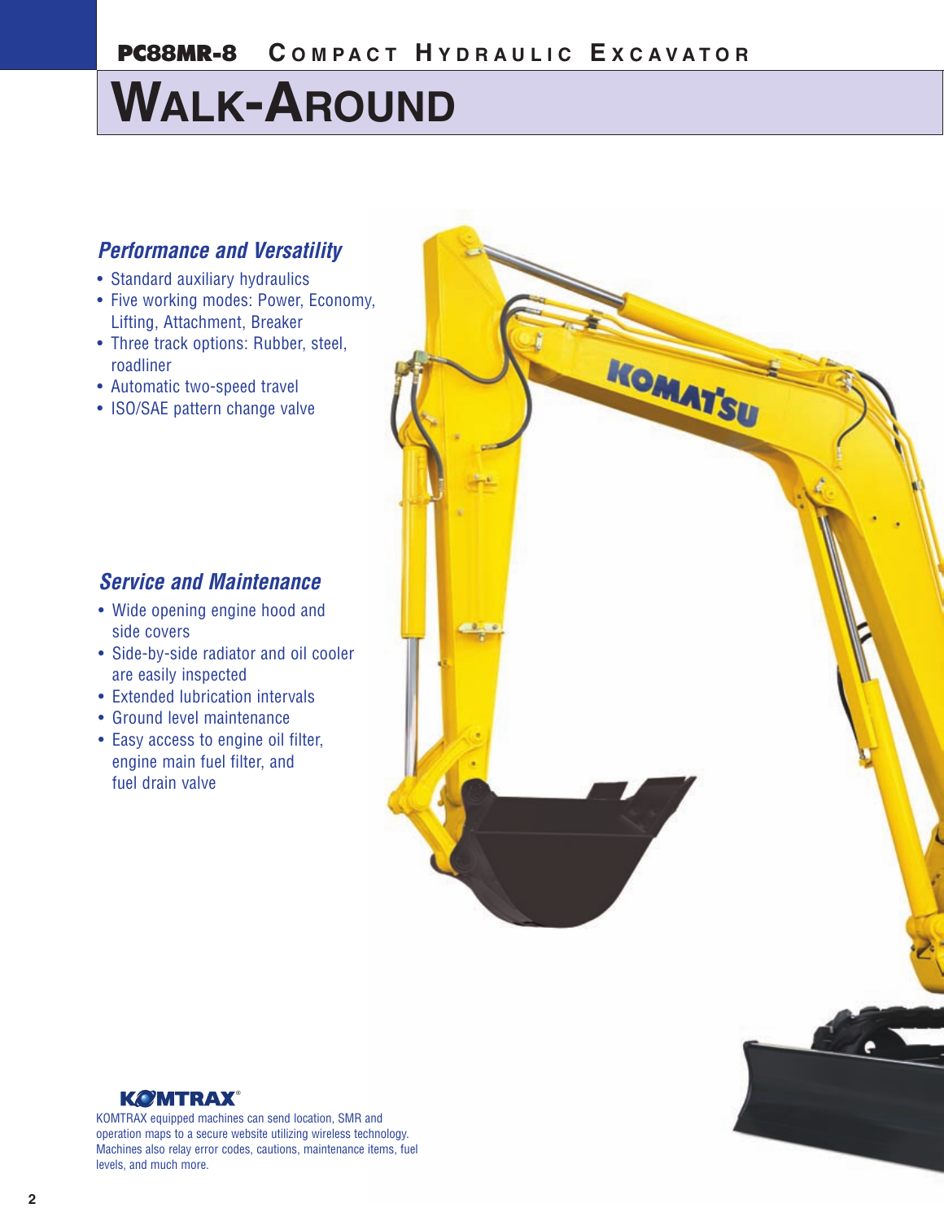# PC88MR-8 Compact Hydraulic Excavator

# Walk-Around

## *Performance and Versatility*

- Standard auxiliary hydraulics
- Five working modes: Power, Economy, Lifting, Attachment, Breaker
- Three track options: Rubber, steel, roadliner
- Automatic two-speed travel
- ISO/SAE pattern change valve

## *Service and Maintenance*

- Wide opening engine hood and side covers
- Side-by-side radiator and oil cooler are easily inspected
- Extended lubrication intervals
- Ground level maintenance
- Easy access to engine oil filter, engine main fuel filter, and fuel drain valve

**KOMTRAX®**

KOMTRAX equipped machines can send location, SMR and operation maps to a secure website utilizing wireless technology. Machines also relay error codes, cautions, maintenance items, fuel levels, and much more.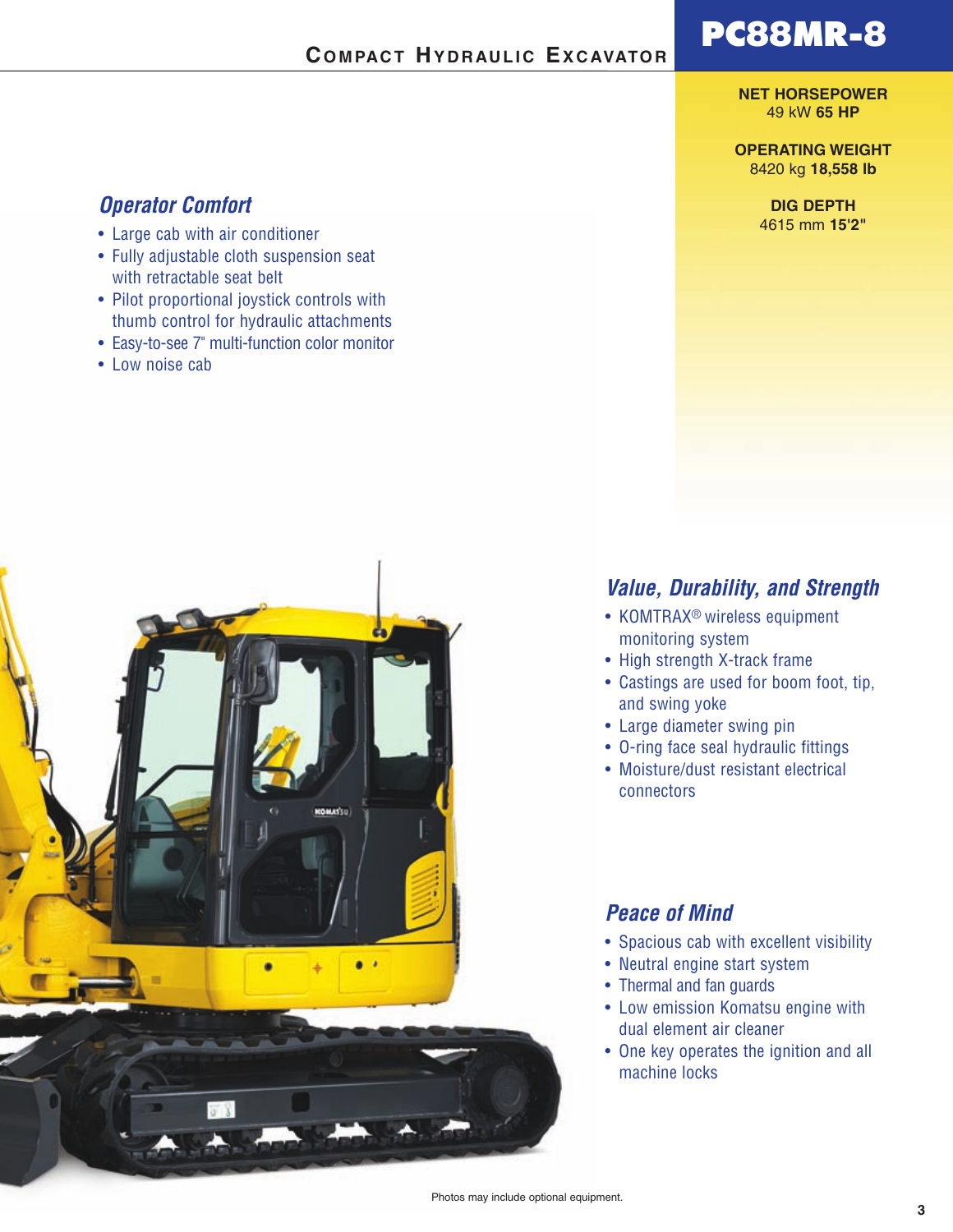# PC88MR-8

## Compact Hydraulic Excavator

**NET HORSEPOWER**
49 kW **65 HP**

**OPERATING WEIGHT**
8420 kg **18,558 lb**

**DIG DEPTH**
4615 mm **15'2"**

### *Operator Comfort*

- Large cab with air conditioner
- Fully adjustable cloth suspension seat with retractable seat belt
- Pilot proportional joystick controls with thumb control for hydraulic attachments
- Easy-to-see 7" multi-function color monitor
- Low noise cab

### *Value, Durability, and Strength*

- KOMTRAX® wireless equipment monitoring system
- High strength X-track frame
- Castings are used for boom foot, tip, and swing yoke
- Large diameter swing pin
- O-ring face seal hydraulic fittings
- Moisture/dust resistant electrical connectors

### *Peace of Mind*

- Spacious cab with excellent visibility
- Neutral engine start system
- Thermal and fan guards
- Low emission Komatsu engine with dual element air cleaner
- One key operates the ignition and all machine locks

Photos may include optional equipment.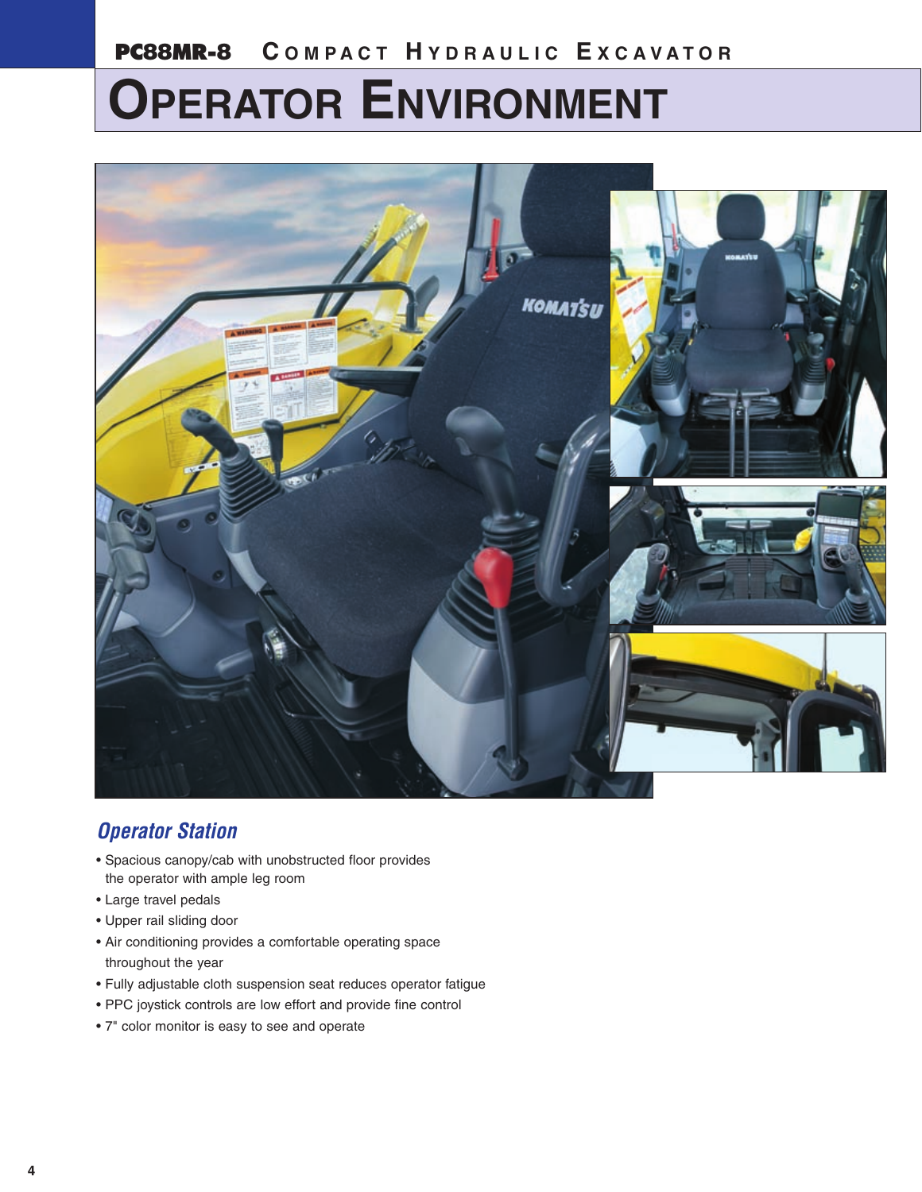# OPERATOR ENVIRONMENT

## *Operator Station*

- Spacious canopy/cab with unobstructed floor provides the operator with ample leg room
- Large travel pedals
- Upper rail sliding door
- Air conditioning provides a comfortable operating space throughout the year
- Fully adjustable cloth suspension seat reduces operator fatigue
- PPC joystick controls are low effort and provide fine control
- 7" color monitor is easy to see and operate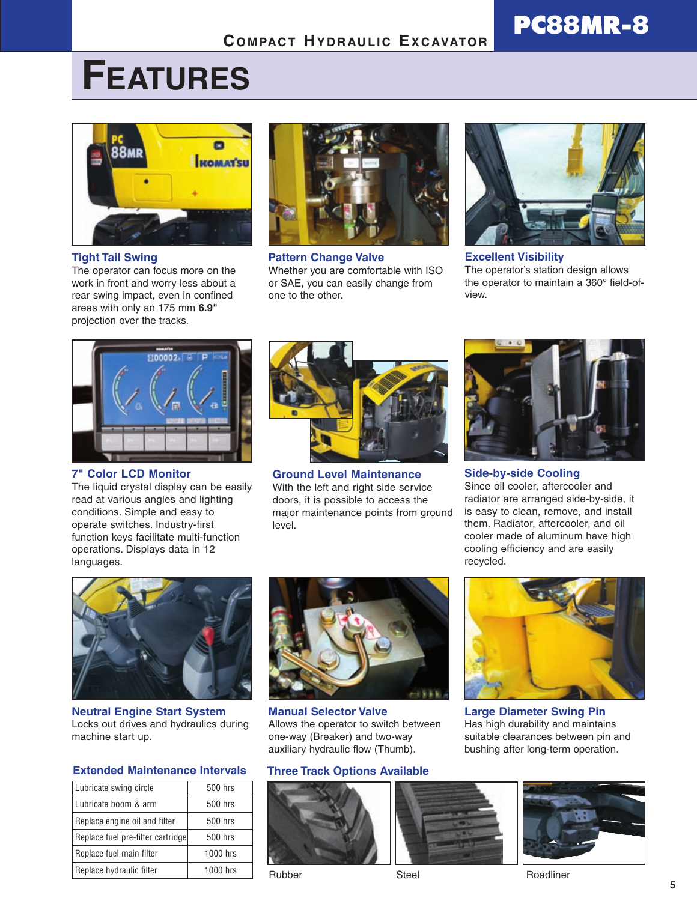# FEATURES

### Tight Tail Swing

The operator can focus more on the work in front and worry less about a rear swing impact, even in confined areas with only an 175 mm **6.9"** projection over the tracks.

### Pattern Change Valve

Whether you are comfortable with ISO or SAE, you can easily change from one to the other.

### Excellent Visibility

The operator's station design allows the operator to maintain a 360° field-of-view.

### 7" Color LCD Monitor

The liquid crystal display can be easily read at various angles and lighting conditions. Simple and easy to operate switches. Industry-first function keys facilitate multi-function operations. Displays data in 12 languages.

### Ground Level Maintenance

With the left and right side service doors, it is possible to access the major maintenance points from ground level.

### Side-by-side Cooling

Since oil cooler, aftercooler and radiator are arranged side-by-side, it is easy to clean, remove, and install them. Radiator, aftercooler, and oil cooler made of aluminum have high cooling efficiency and are easily recycled.

### Neutral Engine Start System

Locks out drives and hydraulics during machine start up.

### Manual Selector Valve

Allows the operator to switch between one-way (Breaker) and two-way auxiliary hydraulic flow (Thumb).

### Large Diameter Swing Pin

Has high durability and maintains suitable clearances between pin and bushing after long-term operation.

### Extended Maintenance Intervals

| Item | Interval |
|---|---|
| Lubricate swing circle | 500 hrs |
| Lubricate boom & arm | 500 hrs |
| Replace engine oil and filter | 500 hrs |
| Replace fuel pre-filter cartridge | 500 hrs |
| Replace fuel main filter | 1000 hrs |
| Replace hydraulic filter | 1000 hrs |

### Three Track Options Available

Rubber

Steel

Roadliner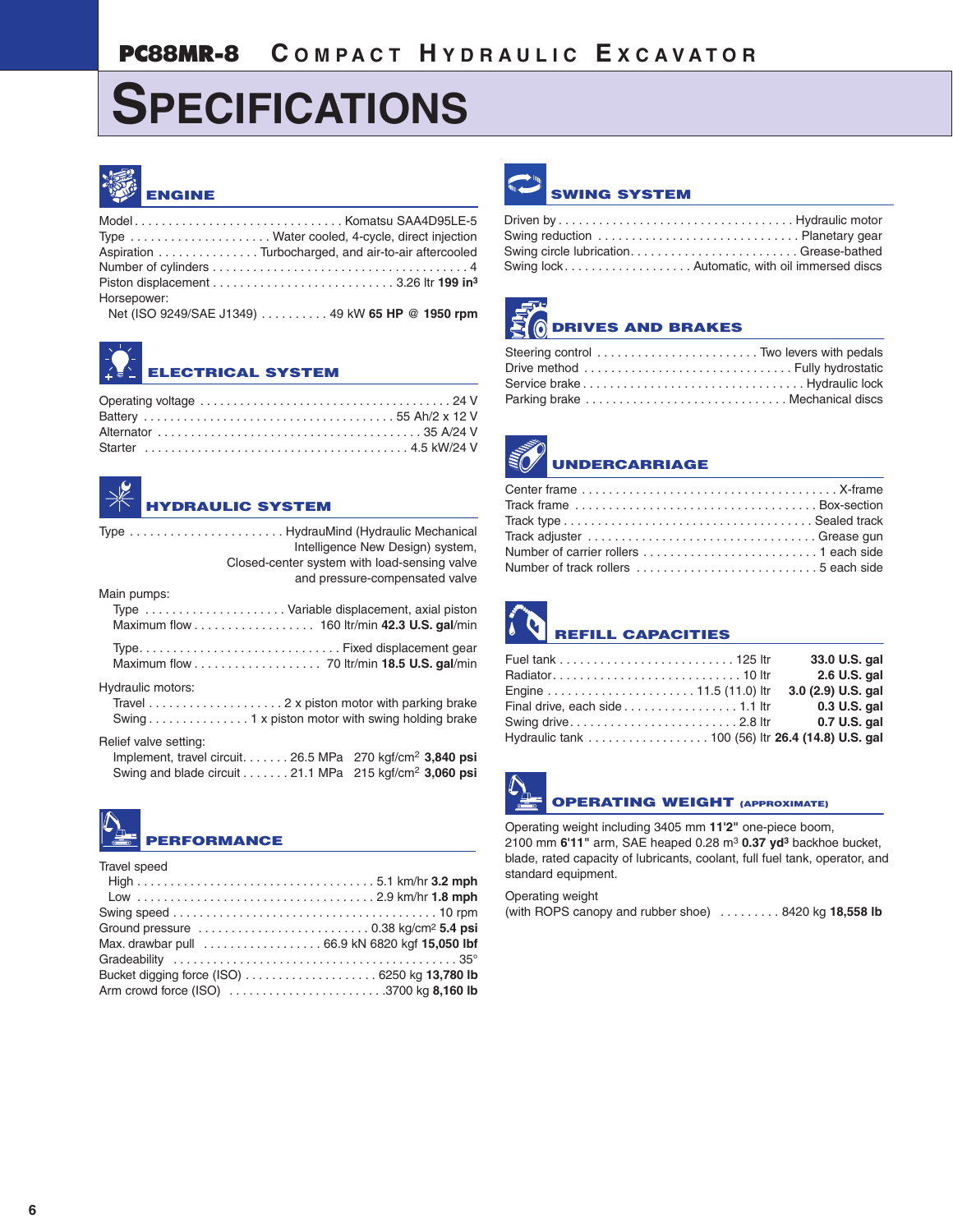# PC88MR-8 COMPACT HYDRAULIC EXCAVATOR

# SPECIFICATIONS

## ENGINE

Model . . . . . . . . . . . . . . . . . . . . . . . . . . . . . . Komatsu SAA4D95LE-5
Type . . . . . . . . . . . . . . . . . . . . . Water cooled, 4-cycle, direct injection
Aspiration . . . . . . . . . . . . . . . Turbocharged, and air-to-air aftercooled
Number of cylinders . . . . . . . . . . . . . . . . . . . . . . . . . . . . . . . . . . . . . 4
Piston displacement . . . . . . . . . . . . . . . . . . . . . . . . . . 3.26 ltr **199 in³**
Horsepower:
Net (ISO 9249/SAE J1349) . . . . . . . . . . 49 kW **65 HP @ 1950 rpm**

## ELECTRICAL SYSTEM

Operating voltage . . . . . . . . . . . . . . . . . . . . . . . . . . . . . . . . . . . . . 24 V
Battery . . . . . . . . . . . . . . . . . . . . . . . . . . . . . . . . . . . . . 55 Ah/2 x 12 V
Alternator . . . . . . . . . . . . . . . . . . . . . . . . . . . . . . . . . . . . . . . 35 A/24 V
Starter . . . . . . . . . . . . . . . . . . . . . . . . . . . . . . . . . . . . . . . 4.5 kW/24 V

## HYDRAULIC SYSTEM

Type . . . . . . . . . . . . . . . . . . . . . . . HydrauMind (Hydraulic Mechanical Intelligence New Design) system, Closed-center system with load-sensing valve and pressure-compensated valve

Main pumps:
Type . . . . . . . . . . . . . . . . . . . . . Variable displacement, axial piston
Maximum flow . . . . . . . . . . . . . . . . . 160 ltr/min **42.3 U.S. gal**/min

Type. . . . . . . . . . . . . . . . . . . . . . . . . . . . . . . . Fixed displacement gear
Maximum flow . . . . . . . . . . . . . . . . . . 70 ltr/min **18.5 U.S. gal**/min

Hydraulic motors:
Travel . . . . . . . . . . . . . . . . . . . . 2 x piston motor with parking brake
Swing . . . . . . . . . . . . . . . 1 x piston motor with swing holding brake

Relief valve setting:
Implement, travel circuit. . . . . . . 26.5 MPa 270 kgf/cm² **3,840 psi**
Swing and blade circuit . . . . . . . 21.1 MPa 215 kgf/cm² **3,060 psi**

## PERFORMANCE

Travel speed
High . . . . . . . . . . . . . . . . . . . . . . . . . . . . . . . . . . . . 5.1 km/hr **3.2 mph**
Low . . . . . . . . . . . . . . . . . . . . . . . . . . . . . . . . . . . . 2.9 km/hr **1.8 mph**
Swing speed . . . . . . . . . . . . . . . . . . . . . . . . . . . . . . . . . . . . . . . . 10 rpm
Ground pressure . . . . . . . . . . . . . . . . . . . . . . . . . . 0.38 kg/cm² **5.4 psi**
Max. drawbar pull . . . . . . . . . . . . . . . . . . 66.9 kN 6820 kgf **15,050 lbf**
Gradeability . . . . . . . . . . . . . . . . . . . . . . . . . . . . . . . . . . . . . . . . . . 35°
Bucket digging force (ISO) . . . . . . . . . . . . . . . . . . . . 6250 kg **13,780 lb**
Arm crowd force (ISO) . . . . . . . . . . . . . . . . . . . . . . . .3700 kg **8,160 lb**

## SWING SYSTEM

Driven by . . . . . . . . . . . . . . . . . . . . . . . . . . . . . . . . . . . Hydraulic motor
Swing reduction . . . . . . . . . . . . . . . . . . . . . . . . . . . . . . Planetary gear
Swing circle lubrication. . . . . . . . . . . . . . . . . . . . . . . . . Grease-bathed
Swing lock. . . . . . . . . . . . . . . . . . . . Automatic, with oil immersed discs

## DRIVES AND BRAKES

Steering control . . . . . . . . . . . . . . . . . . . . . . . . Two levers with pedals
Drive method . . . . . . . . . . . . . . . . . . . . . . . . . . . . . . . Fully hydrostatic
Service brake . . . . . . . . . . . . . . . . . . . . . . . . . . . . . . . . . Hydraulic lock
Parking brake . . . . . . . . . . . . . . . . . . . . . . . . . . . . . . Mechanical discs

## UNDERCARRIAGE

Center frame . . . . . . . . . . . . . . . . . . . . . . . . . . . . . . . . . . . . . . X-frame
Track frame . . . . . . . . . . . . . . . . . . . . . . . . . . . . . . . . . . . Box-section
Track type . . . . . . . . . . . . . . . . . . . . . . . . . . . . . . . . . . . . . Sealed track
Track adjuster . . . . . . . . . . . . . . . . . . . . . . . . . . . . . . . . . . Grease gun
Number of carrier rollers . . . . . . . . . . . . . . . . . . . . . . . . . . 1 each side
Number of track rollers . . . . . . . . . . . . . . . . . . . . . . . . . . . 5 each side

## REFILL CAPACITIES

| | | |
|---|---|---|
| Fuel tank | 125 ltr | **33.0 U.S. gal** |
| Radiator | 10 ltr | **2.6 U.S. gal** |
| Engine | 11.5 (11.0) ltr | **3.0 (2.9) U.S. gal** |
| Final drive, each side | 1.1 ltr | **0.3 U.S. gal** |
| Swing drive | 2.8 ltr | **0.7 U.S. gal** |
| Hydraulic tank | 100 (56) ltr | **26.4 (14.8) U.S. gal** |

## OPERATING WEIGHT (APPROXIMATE)

Operating weight including 3405 mm **11'2"** one-piece boom, 2100 mm **6'11"** arm, SAE heaped 0.28 m³ **0.37 yd³** backhoe bucket, blade, rated capacity of lubricants, coolant, full fuel tank, operator, and standard equipment.

Operating weight
(with ROPS canopy and rubber shoe) . . . . . . . . . 8420 kg **18,558 lb**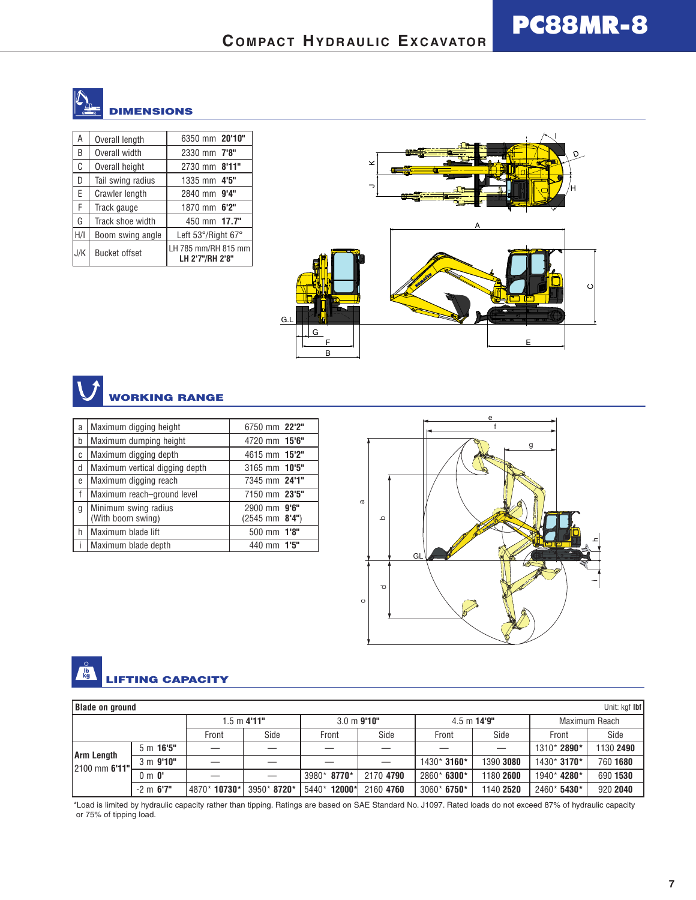# PC88MR-8

## COMPACT HYDRAULIC EXCAVATOR

## DIMENSIONS

| | | |
|---|---|---|
| A | Overall length | 6350 mm **20'10"** |
| B | Overall width | 2330 mm **7'8"** |
| C | Overall height | 2730 mm **8'11"** |
| D | Tail swing radius | 1335 mm **4'5"** |
| E | Crawler length | 2840 mm **9'4"** |
| F | Track gauge | 1870 mm **6'2"** |
| G | Track shoe width | 450 mm **17.7"** |
| H/I | Boom swing angle | Left 53°/Right 67° |
| J/K | Bucket offset | LH 785 mm/RH 815 mm **LH 2'7"/RH 2'8"** |

## WORKING RANGE

| | | |
|---|---|---|
| a | Maximum digging height | 6750 mm **22'2"** |
| b | Maximum dumping height | 4720 mm **15'6"** |
| c | Maximum digging depth | 4615 mm **15'2"** |
| d | Maximum vertical digging depth | 3165 mm **10'5"** |
| e | Maximum digging reach | 7345 mm **24'1"** |
| f | Maximum reach–ground level | 7150 mm **23'5"** |
| g | Minimum swing radius (With boom swing) | 2900 mm **9'6"** (2545 mm **8'4"**) |
| h | Maximum blade lift | 500 mm **1'8"** |
| i | Maximum blade depth | 440 mm **1'5"** |

## LIFTING CAPACITY

**Blade on ground** — Unit: kgf **lbf**

| | | 1.5 m **4'11"** | | 3.0 m **9'10"** | | 4.5 m **14'9"** | | Maximum Reach | |
|---|---|---|---|---|---|---|---|---|---|
| | | Front | Side | Front | Side | Front | Side | Front | Side |
| **Arm Length** 2100 mm **6'11"** | 5 m **16'5"** | — | — | — | — | — | — | 1310* **2890*** | 1130 **2490** |
| | 3 m **9'10"** | — | — | — | — | 1430* **3160*** | 1390 **3080** | 1430* **3170*** | 760 **1680** |
| | 0 m **0'** | — | — | 3980* **8770*** | 2170 **4790** | 2860* **6300*** | 1180 **2600** | 1940* **4280*** | 690 **1530** |
| | -2 m **6'7"** | 4870* **10730*** | 3950* **8720*** | 5440* **12000*** | 2160 **4760** | 3060* **6750*** | 1140 **2520** | 2460* **5430*** | 920 **2040** |

*Load is limited by hydraulic capacity rather than tipping. Ratings are based on SAE Standard No. J1097. Rated loads do not exceed 87% of hydraulic capacity or 75% of tipping load.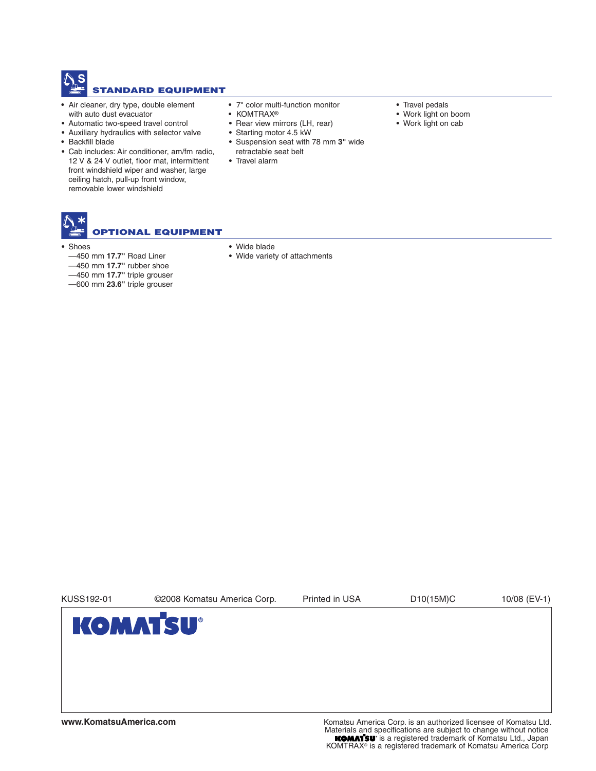## STANDARD EQUIPMENT

- Air cleaner, dry type, double element with auto dust evacuator
- Automatic two-speed travel control
- Auxiliary hydraulics with selector valve
- Backfill blade
- Cab includes: Air conditioner, am/fm radio, 12 V & 24 V outlet, floor mat, intermittent front windshield wiper and washer, large ceiling hatch, pull-up front window, removable lower windshield
- 7" color multi-function monitor
- KOMTRAX®
- Rear view mirrors (LH, rear)
- Starting motor 4.5 kW
- Suspension seat with 78 mm **3"** wide retractable seat belt
- Travel alarm
- Travel pedals
- Work light on boom
- Work light on cab

## OPTIONAL EQUIPMENT

- Shoes
  - —450 mm **17.7"** Road Liner
  - —450 mm **17.7"** rubber shoe
  - —450 mm **17.7"** triple grouser
  - —600 mm **23.6"** triple grouser
- Wide blade
- Wide variety of attachments

KUSS192-01 ©2008 Komatsu America Corp. Printed in USA D10(15M)C 10/08 (EV-1)

KOMATSU®

**www.KomatsuAmerica.com**

Komatsu America Corp. is an authorized licensee of Komatsu Ltd.
Materials and specifications are subject to change without notice
KOMATSU® is a registered trademark of Komatsu Ltd., Japan
KOMTRAX® is a registered trademark of Komatsu America Corp